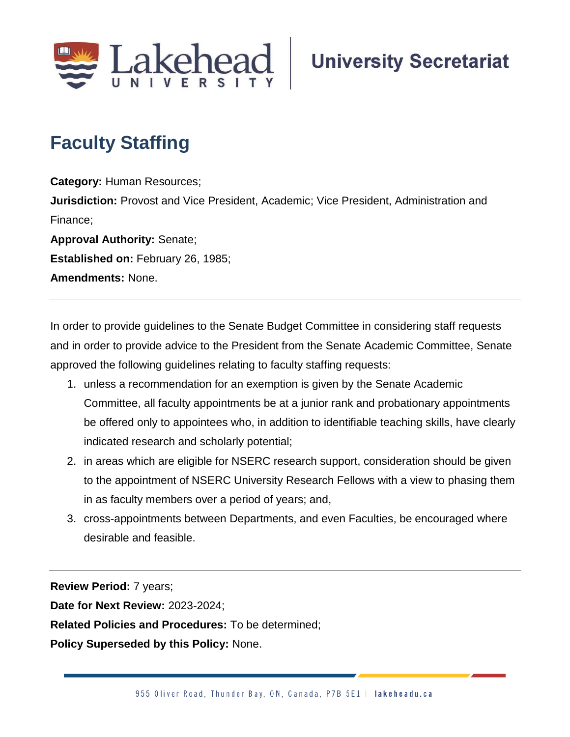Lakehead University | University Secretariat

# Faculty Staffing

**Category:** Human Resources;
**Jurisdiction:** Provost and Vice President, Academic; Vice President, Administration and Finance;
**Approval Authority:** Senate;
**Established on:** February 26, 1985;
**Amendments:** None.

---

In order to provide guidelines to the Senate Budget Committee in considering staff requests and in order to provide advice to the President from the Senate Academic Committee, Senate approved the following guidelines relating to faculty staffing requests:

1. unless a recommendation for an exemption is given by the Senate Academic Committee, all faculty appointments be at a junior rank and probationary appointments be offered only to appointees who, in addition to identifiable teaching skills, have clearly indicated research and scholarly potential;
2. in areas which are eligible for NSERC research support, consideration should be given to the appointment of NSERC University Research Fellows with a view to phasing them in as faculty members over a period of years; and,
3. cross-appointments between Departments, and even Faculties, be encouraged where desirable and feasible.

---

**Review Period:** 7 years;
**Date for Next Review:** 2023-2024;
**Related Policies and Procedures:** To be determined;
**Policy Superseded by this Policy:** None.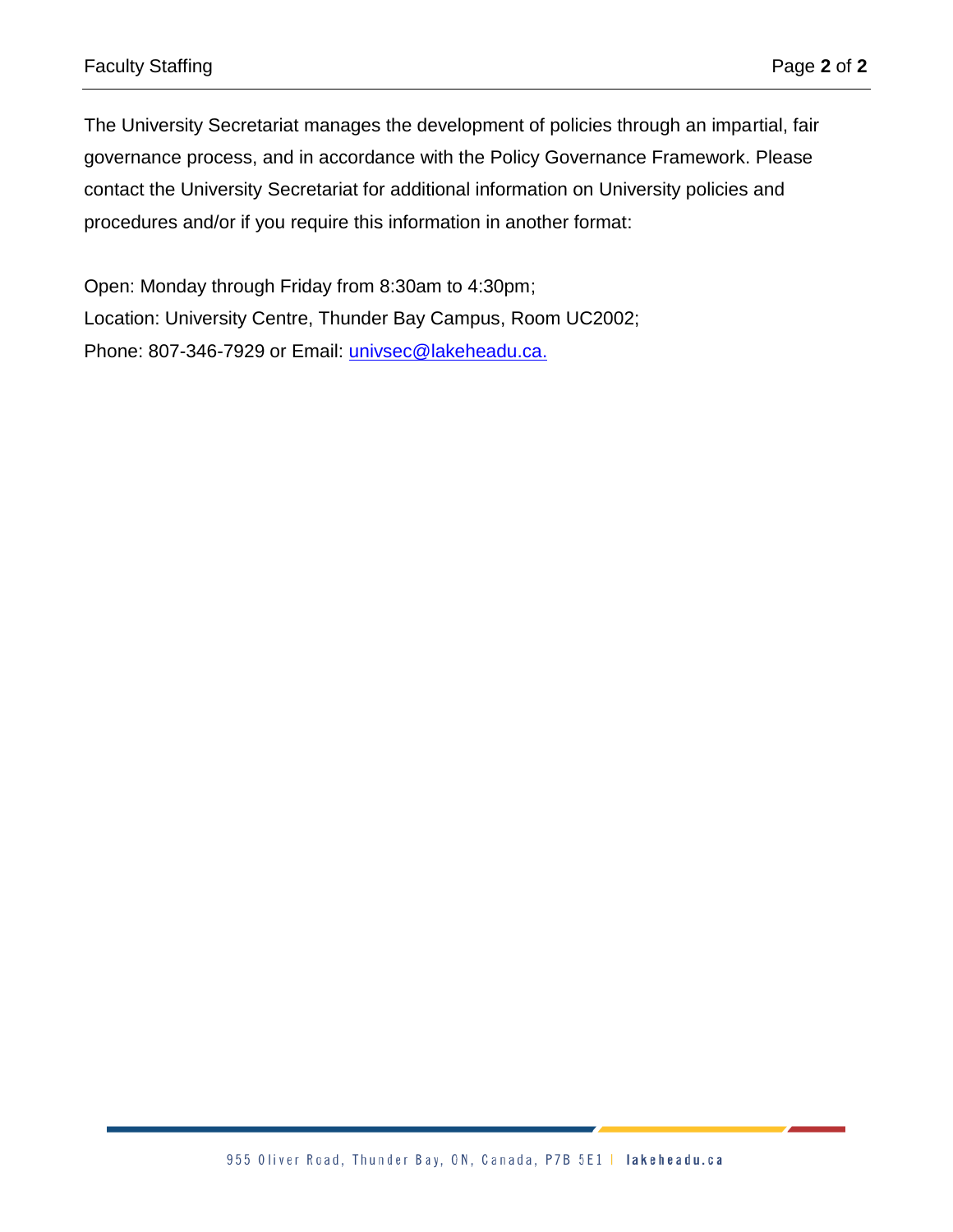The University Secretariat manages the development of policies through an impartial, fair governance process, and in accordance with the Policy Governance Framework. Please contact the University Secretariat for additional information on University policies and procedures and/or if you require this information in another format:

Open: Monday through Friday from 8:30am to 4:30pm;
Location: University Centre, Thunder Bay Campus, Room UC2002;
Phone: 807-346-7929 or Email: univsec@lakeheadu.ca.